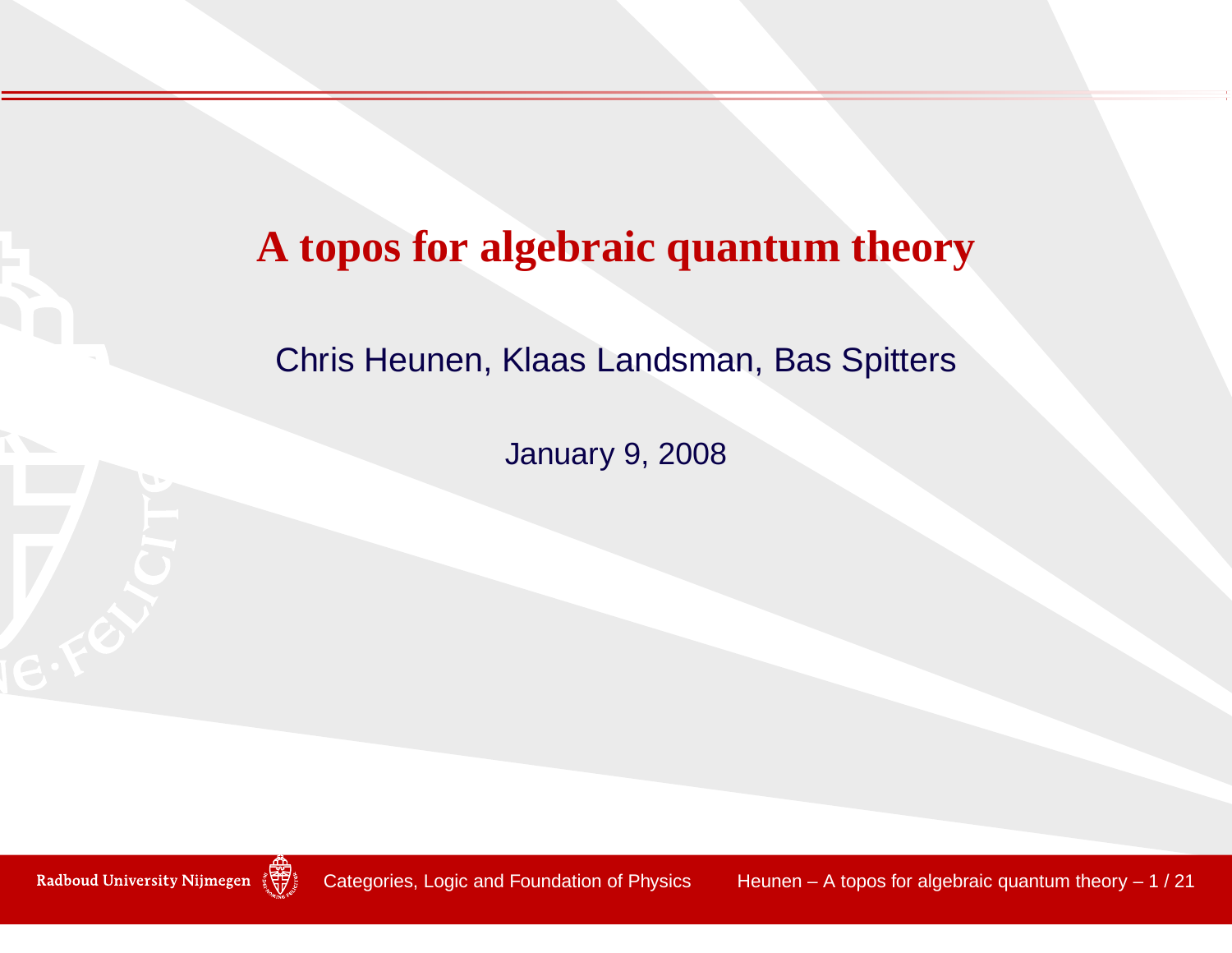# A topos for algebraic quantum theory

Chris Heunen, Klaas Landsman, Bas Spitters

January 9, 2008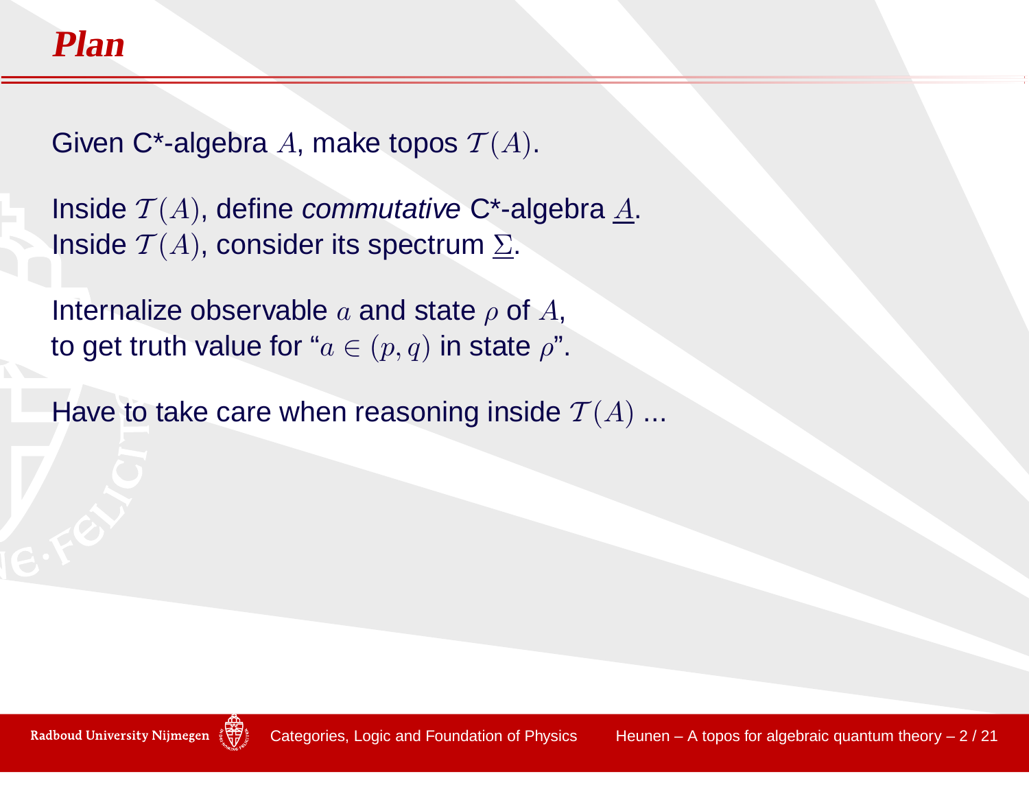# Plan

Given C*-algebra $A$, make topos $\mathcal{T}(A)$.

Inside $\mathcal{T}(A)$, define *commutative* C*-algebra $\underline{A}$.
Inside $\mathcal{T}(A)$, consider its spectrum $\underline{\Sigma}$.

Internalize observable $a$ and state $\rho$ of $A$,
to get truth value for "$a \in (p, q)$ in state $\rho$".

Have to take care when reasoning inside $\mathcal{T}(A)$ ...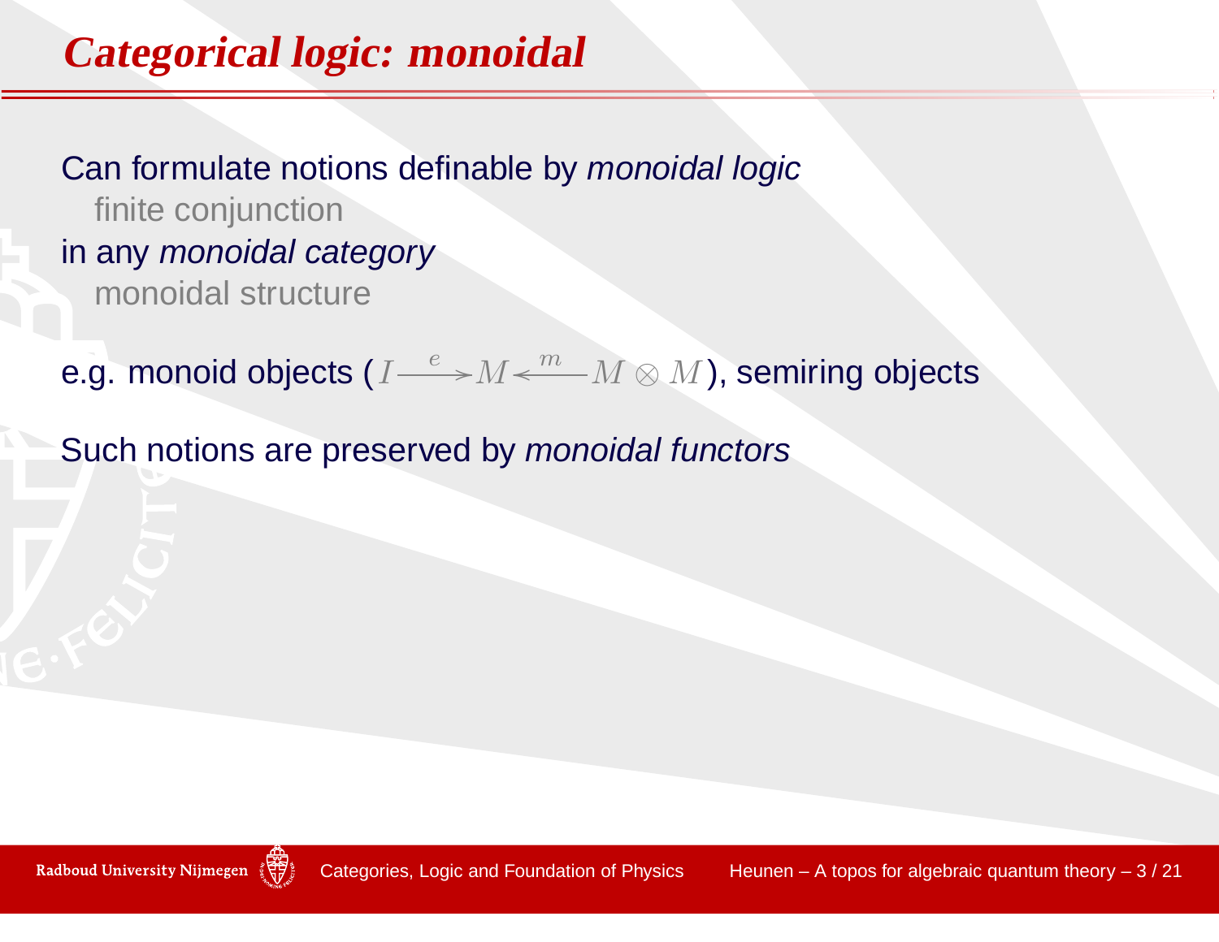# Categorical logic: monoidal

Can formulate notions definable by *monoidal logic*

finite conjunction

in any *monoidal category*

monoidal structure

e.g. monoid objects ($I \xrightarrow{e} M \xleftarrow{m} M \otimes M$), semiring objects

Such notions are preserved by *monoidal functors*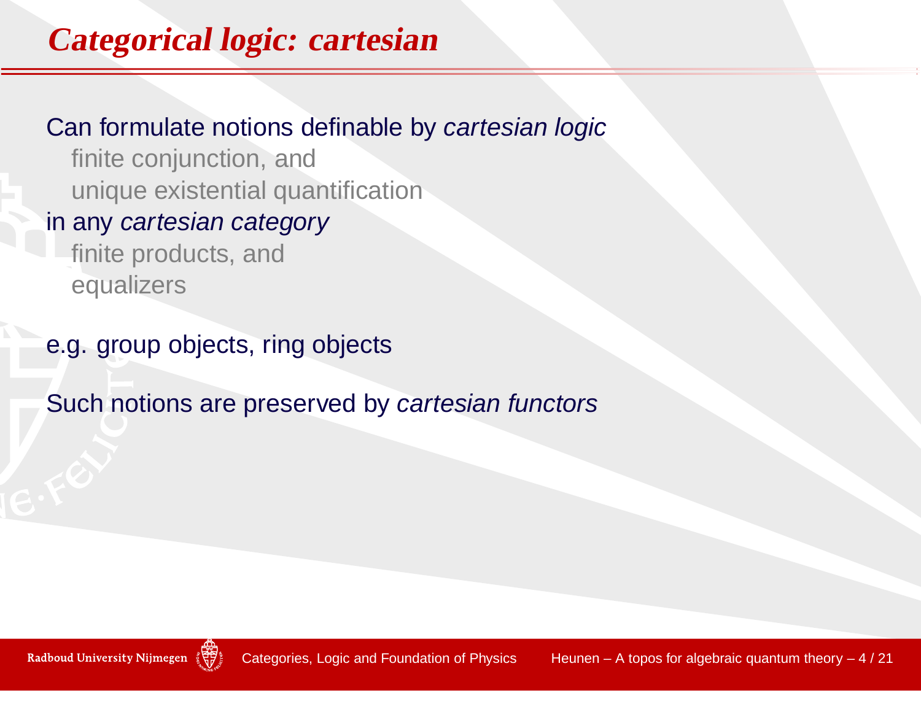# *Categorical logic: cartesian*

Can formulate notions definable by *cartesian logic*

- finite conjunction, and
- unique existential quantification

in any *cartesian category*

- finite products, and
- equalizers

e.g. group objects, ring objects

Such notions are preserved by *cartesian functors*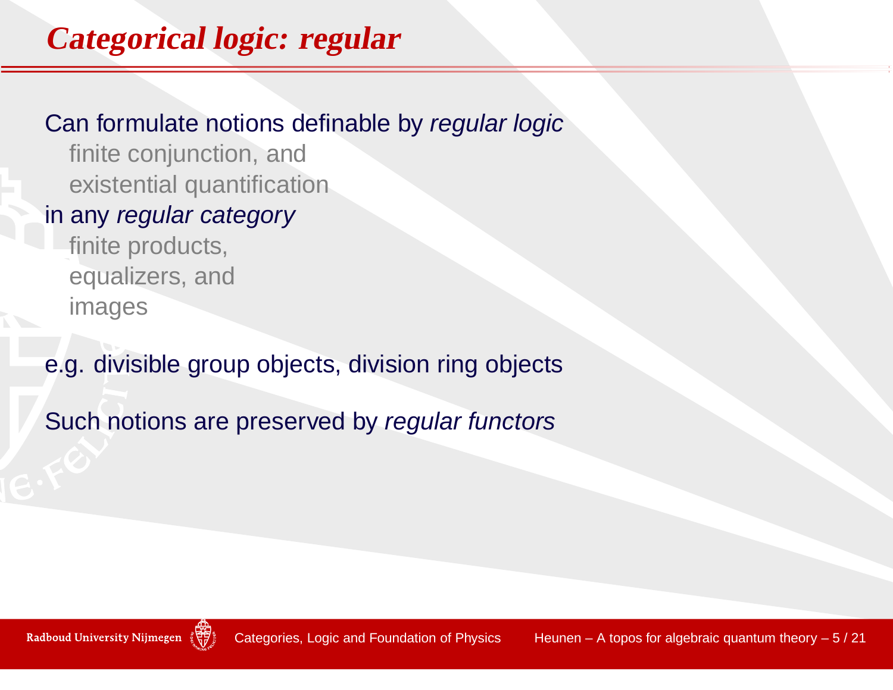# Categorical logic: regular

Can formulate notions definable by *regular logic*

- finite conjunction, and
- existential quantification

in any *regular category*

- finite products,
- equalizers, and
- images

e.g. divisible group objects, division ring objects

Such notions are preserved by *regular functors*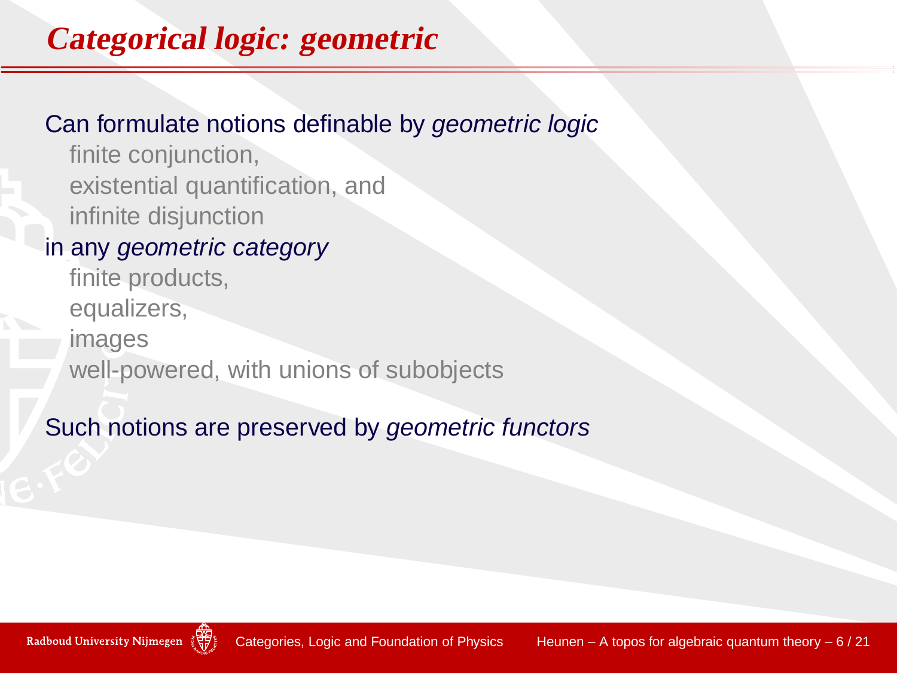# *Categorical logic: geometric*

Can formulate notions definable by *geometric logic*

- finite conjunction,
- existential quantification, and
- infinite disjunction

in any *geometric category*

- finite products,
- equalizers,
- images
- well-powered, with unions of subobjects

Such notions are preserved by *geometric functors*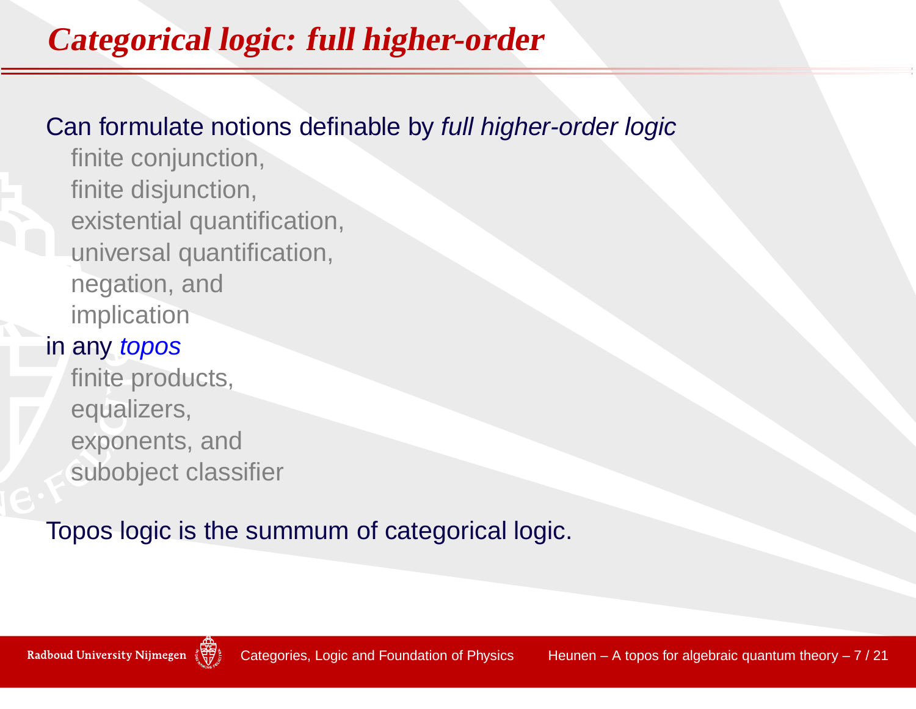# *Categorical logic: full higher-order*

Can formulate notions definable by *full higher-order logic*

- finite conjunction,
- finite disjunction,
- existential quantification,
- universal quantification,
- negation, and
- implication

in any *topos*

- finite products,
- equalizers,
- exponents, and
- subobject classifier

Topos logic is the summum of categorical logic.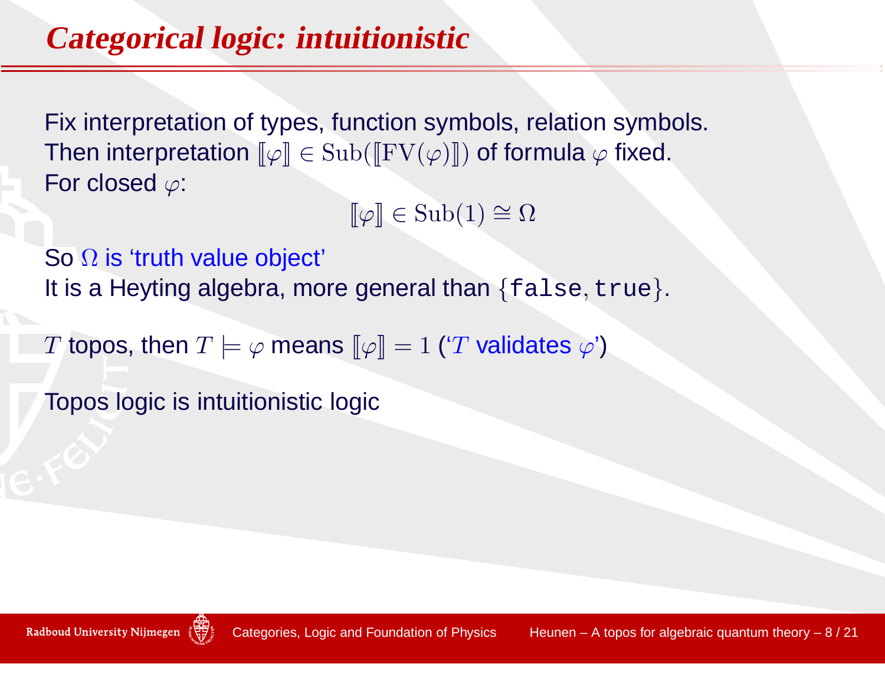# Categorical logic: intuitionistic

Fix interpretation of types, function symbols, relation symbols.
Then interpretation $[\![\varphi]\!] \in \mathrm{Sub}([\![\mathrm{FV}(\varphi)]\!])$ of formula $\varphi$ fixed.
For closed $\varphi$:

$$[\![\varphi]\!] \in \mathrm{Sub}(1) \cong \Omega$$

So $\Omega$ is 'truth value object'
It is a Heyting algebra, more general than $\{\texttt{false}, \texttt{true}\}$.

$T$ topos, then $T \models \varphi$ means $[\![\varphi]\!] = 1$ ('$T$ validates $\varphi$')

Topos logic is intuitionistic logic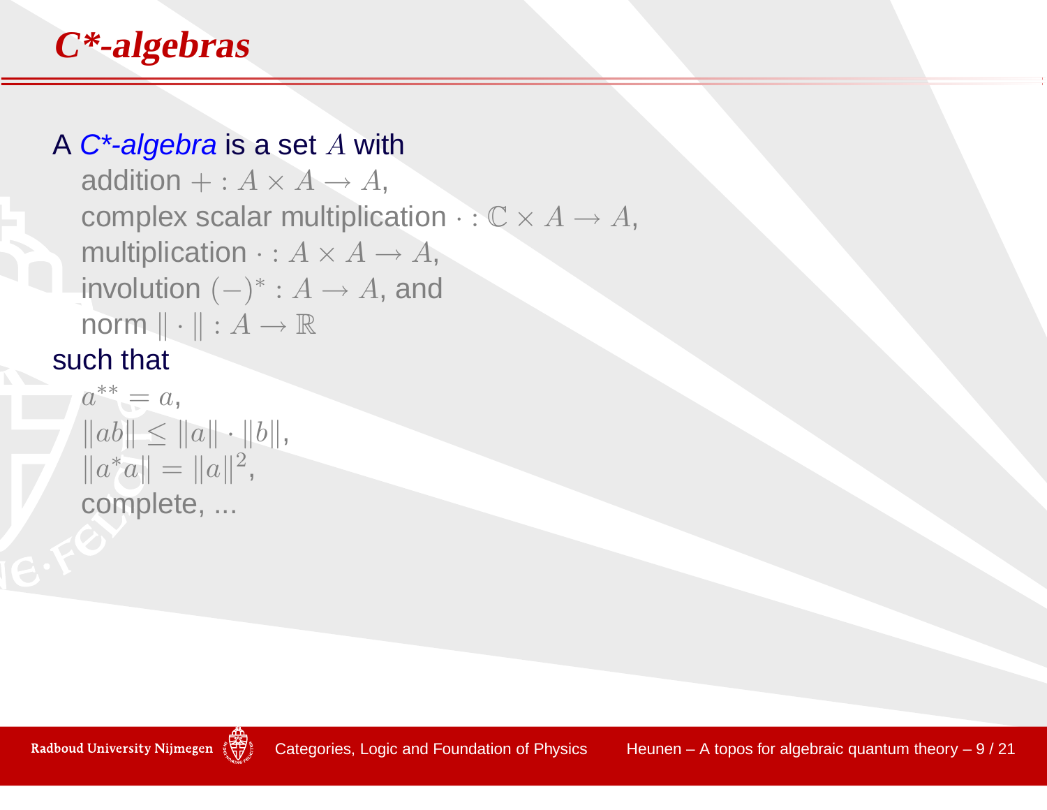# C*-algebras

A *C*-algebra* is a set $A$ with

- addition $+ : A \times A \to A$,
- complex scalar multiplication $\cdot : \mathbb{C} \times A \to A$,
- multiplication $\cdot : A \times A \to A$,
- involution $(-)^* : A \to A$, and
- norm $\|\cdot\| : A \to \mathbb{R}$

such that

- $a^{**} = a$,
- $\|ab\| \leq \|a\| \cdot \|b\|$,
- $\|a^* a\| = \|a\|^2$,
- complete, ...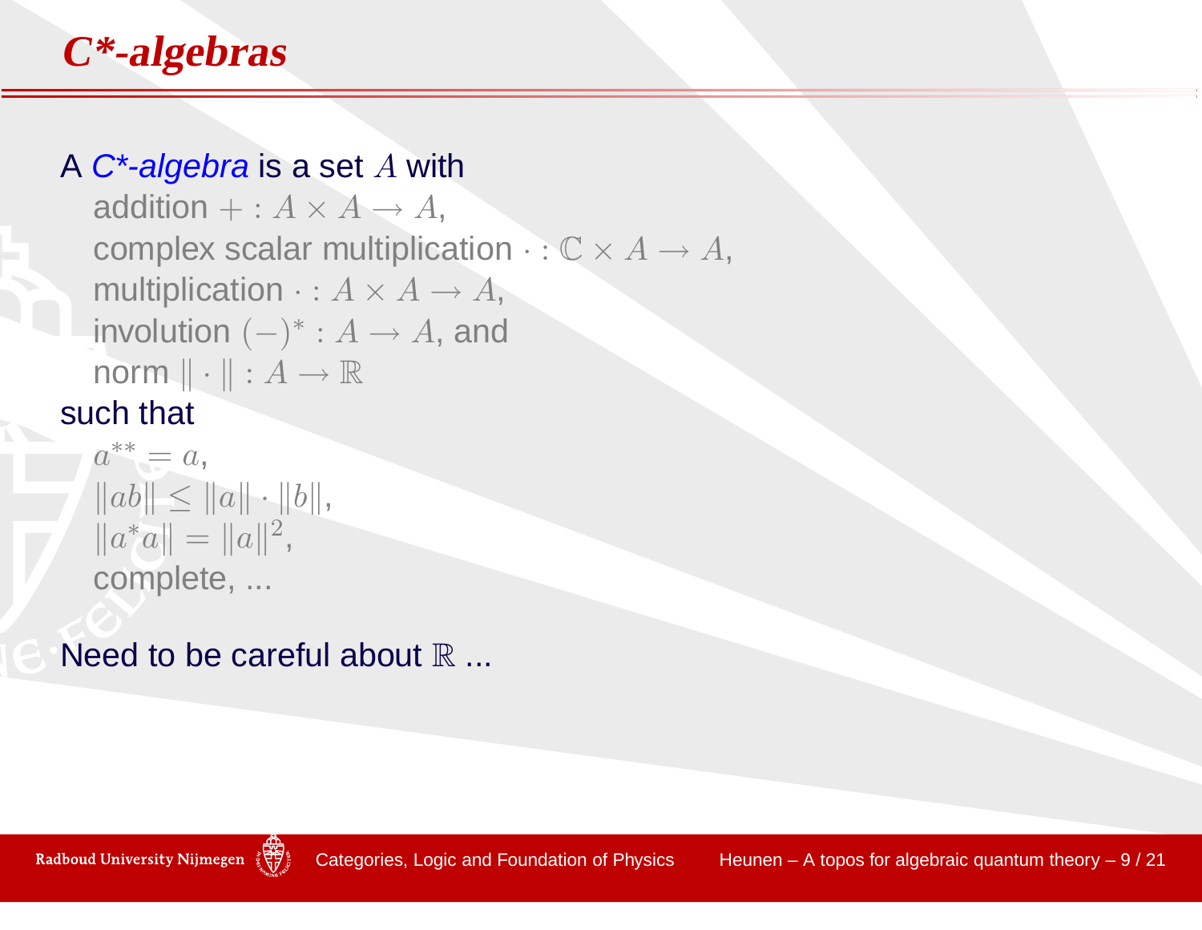# C*-algebras

A *C\*-algebra* is a set $A$ with

- addition $+ : A \times A \to A$,
- complex scalar multiplication $\cdot : \mathbb{C} \times A \to A$,
- multiplication $\cdot : A \times A \to A$,
- involution $(-)^* : A \to A$, and
- norm $\|\cdot\| : A \to \mathbb{R}$

such that

- $a^{**} = a$,
- $\|ab\| \leq \|a\| \cdot \|b\|$,
- $\|a^*a\| = \|a\|^2$,
- complete, ...

Need to be careful about $\mathbb{R}$ ...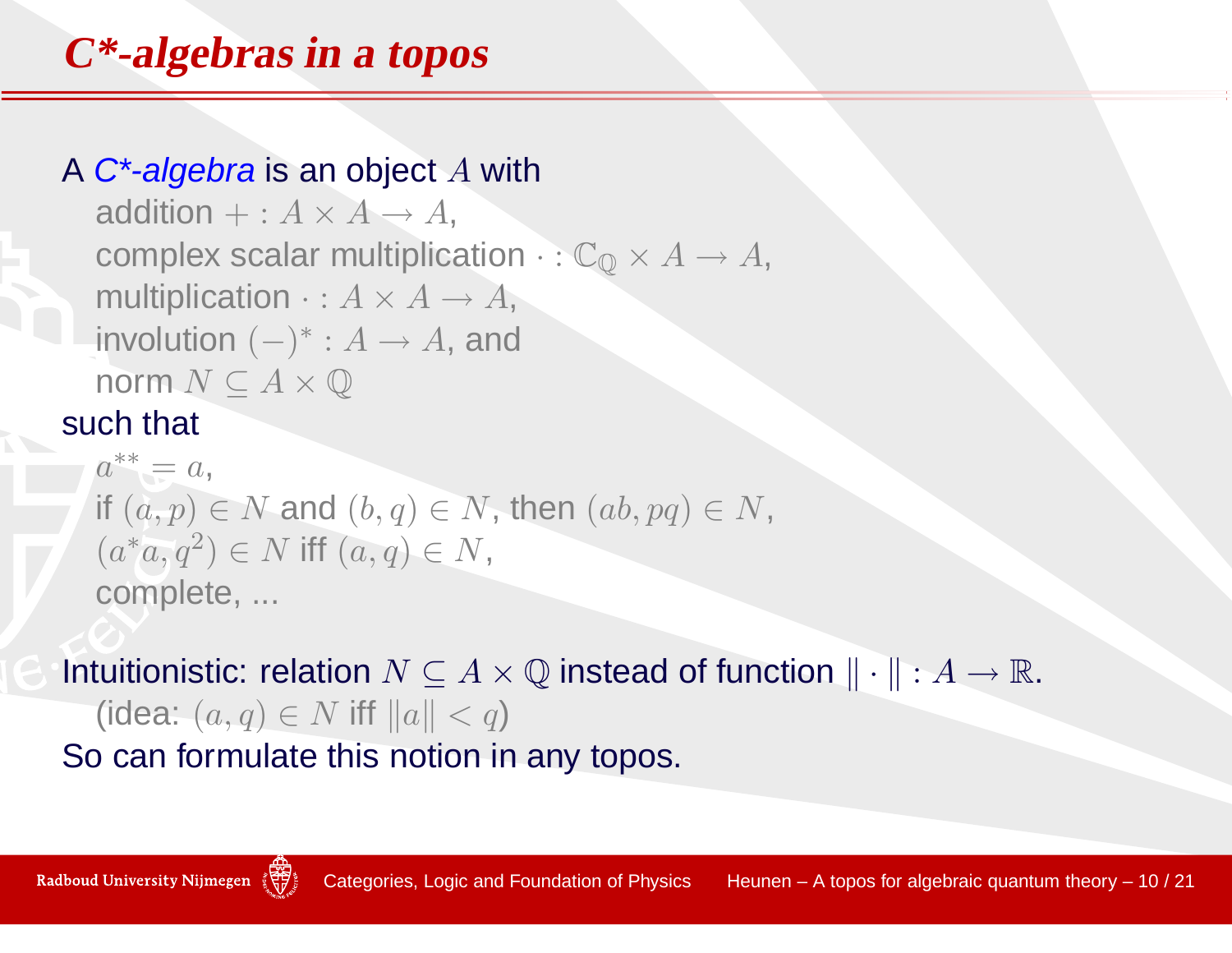# *C\*-algebras in a topos*

A *C\*-algebra* is an object $A$ with

- addition $+ : A \times A \to A$,
- complex scalar multiplication $\cdot : \mathbb{C}_{\mathbb{Q}} \times A \to A$,
- multiplication $\cdot : A \times A \to A$,
- involution $(-)^* : A \to A$, and
- norm $N \subseteq A \times \mathbb{Q}$

such that

- $a^{**} = a$,
- if $(a, p) \in N$ and $(b, q) \in N$, then $(ab, pq) \in N$,
- $(a^*a, q^2) \in N$ iff $(a, q) \in N$,
- complete, ...

Intuitionistic: relation $N \subseteq A \times \mathbb{Q}$ instead of function $\| \cdot \| : A \to \mathbb{R}$.

(idea: $(a, q) \in N$ iff $\|a\| < q$)

So can formulate this notion in any topos.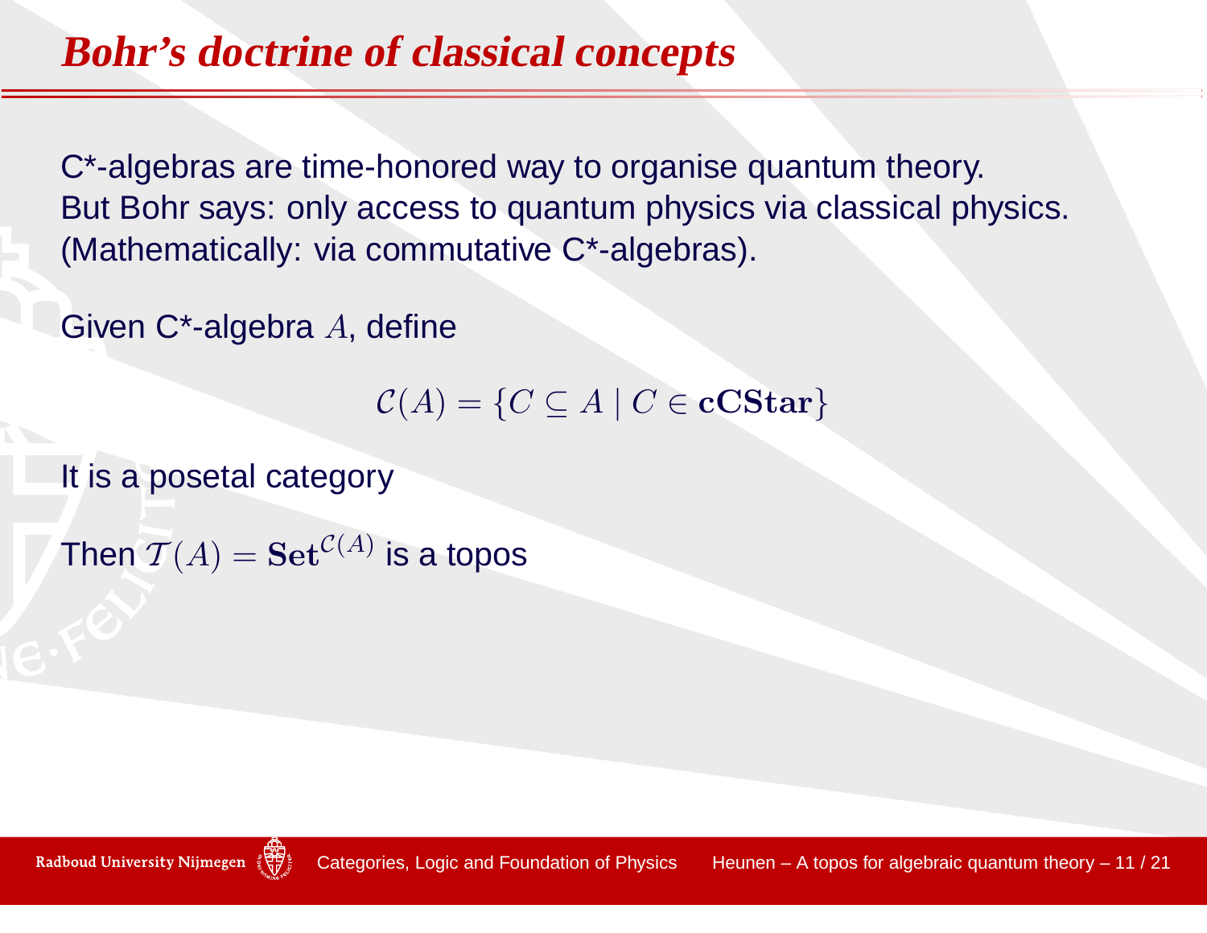# *Bohr's doctrine of classical concepts*

C*-algebras are time-honored way to organise quantum theory.
But Bohr says: only access to quantum physics via classical physics.
(Mathematically: via commutative C*-algebras).

Given C*-algebra $A$, define

$$\mathcal{C}(A) = \{C \subseteq A \mid C \in \mathbf{cCStar}\}$$

It is a posetal category

Then $\mathcal{T}(A) = \mathbf{Set}^{\mathcal{C}(A)}$ is a topos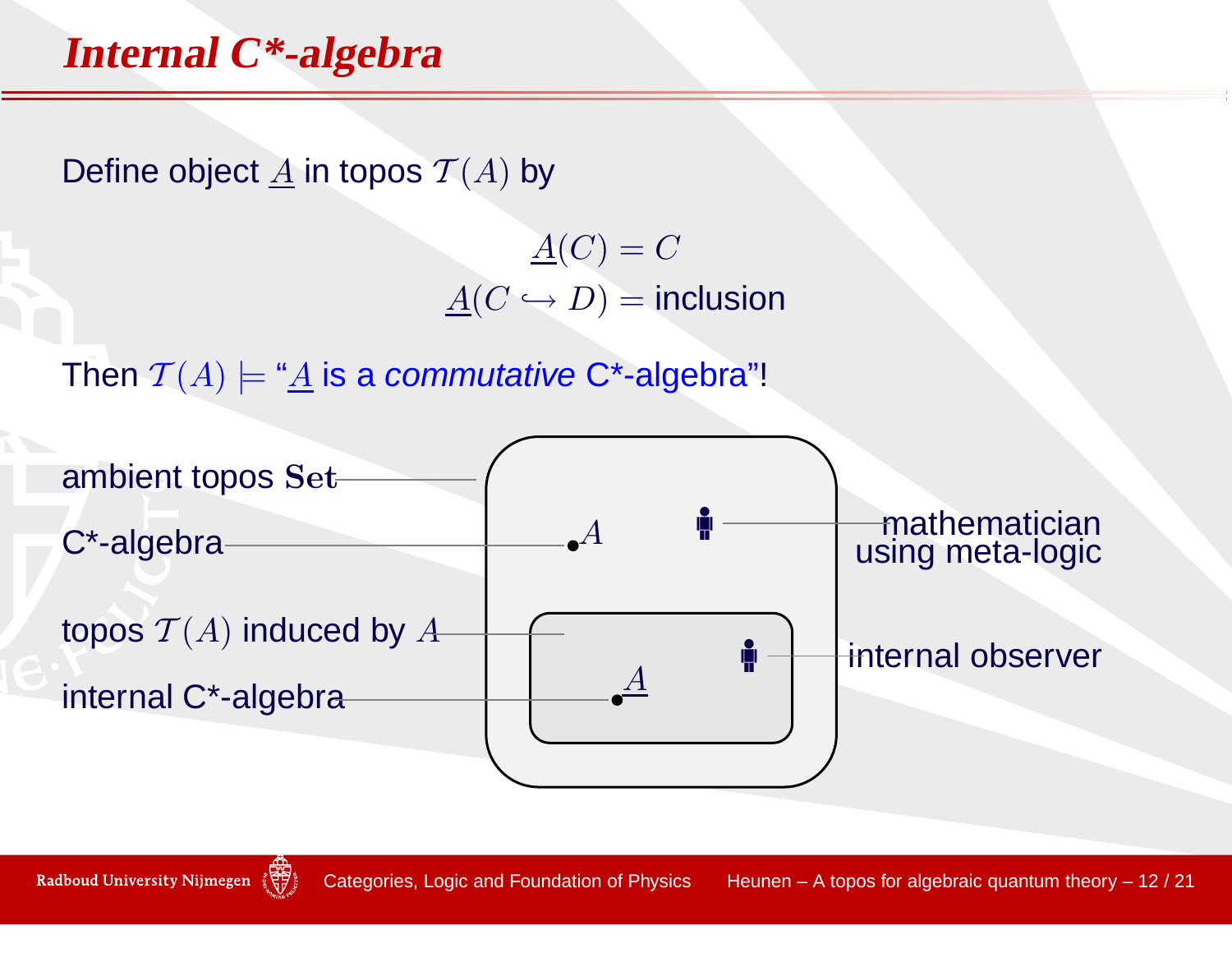# Internal C*-algebra

Define object $\underline{A}$ in topos $\mathcal{T}(A)$ by

$$\underline{A}(C) = C$$
$$\underline{A}(C \hookrightarrow D) = \text{inclusion}$$

Then $\mathcal{T}(A) \models$ "$\underline{A}$ is a *commutative* C*-algebra"!

ambient topos $\mathbf{Set}$

C*-algebra

$A$

mathematician using meta-logic

topos $\mathcal{T}(A)$ induced by $A$

internal observer

internal C*-algebra

$\underline{A}$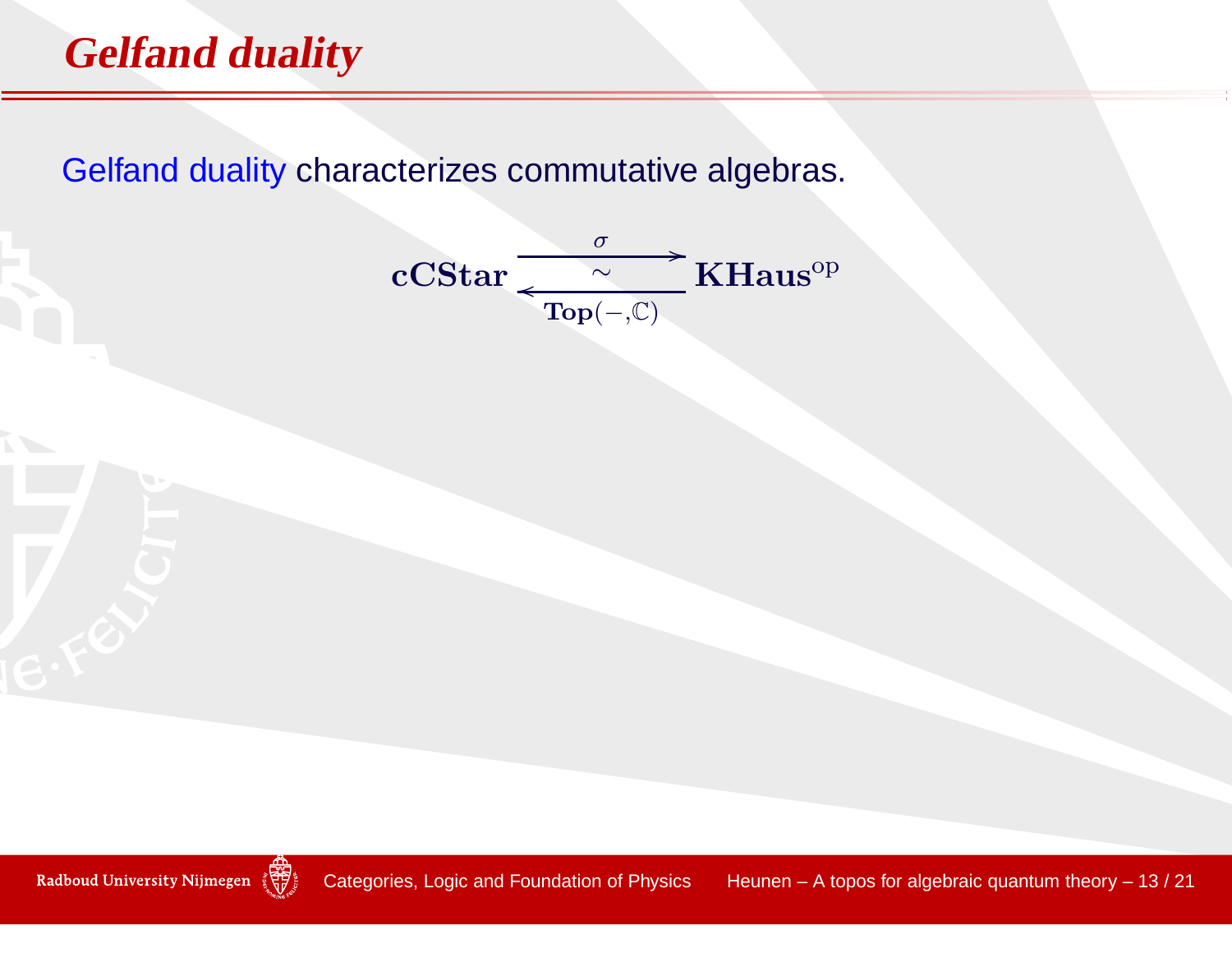# Gelfand duality

Gelfand duality characterizes commutative algebras.

$$\mathbf{cCStar} \underset{\mathbf{Top}(-,\mathbb{C})}{\overset{\sigma}{\underset{\sim}{\rightleftarrows}}} \mathbf{KHaus}^{\mathrm{op}}$$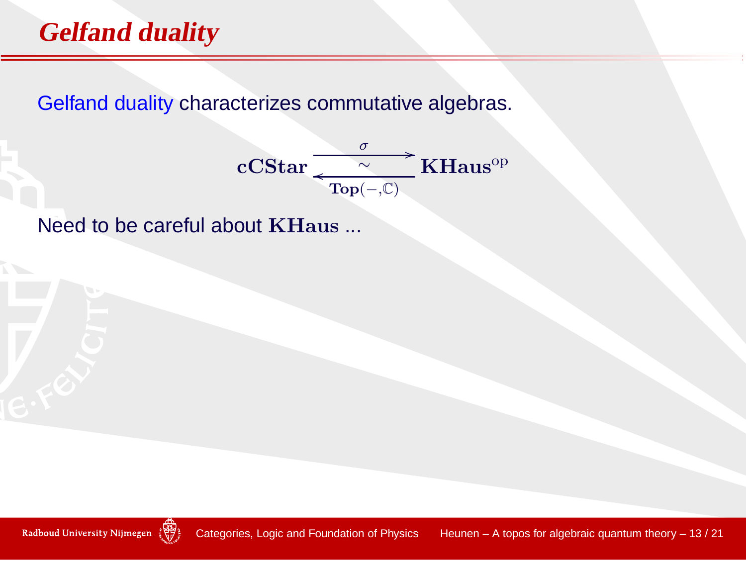# *Gelfand duality*

Gelfand duality characterizes commutative algebras.

$$\mathbf{cCStar} \underset{\mathbf{Top}(-,\mathbb{C})}{\overset{\sigma}{\underset{\sim}{\rightleftarrows}}} \mathbf{KHaus}^{\mathrm{op}}$$

Need to be careful about $\mathbf{KHaus}$ ...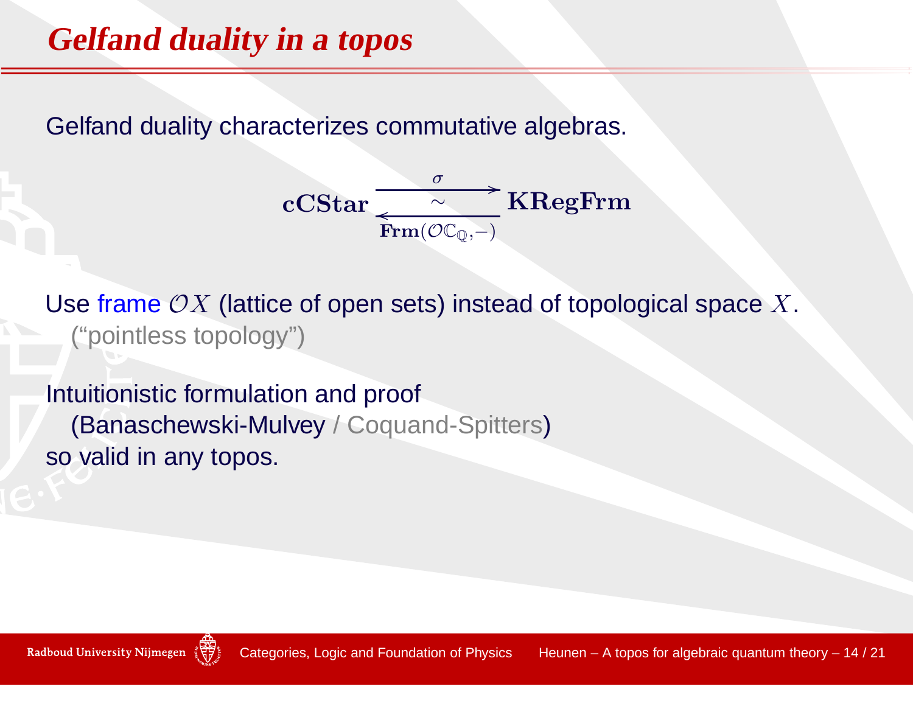# Gelfand duality in a topos

Gelfand duality characterizes commutative algebras.

$$\mathbf{cCStar} \underset{\mathbf{Frm}(\mathcal{O}\mathbb{C}_{\mathbb{Q}},-)}{\overset{\sigma}{\underset{\sim}{\rightleftarrows}}} \mathbf{KRegFrm}$$

Use frame $\mathcal{O}X$ (lattice of open sets) instead of topological space $X$.
("pointless topology")

Intuitionistic formulation and proof
(Banaschewski-Mulvey / Coquand-Spitters)
so valid in any topos.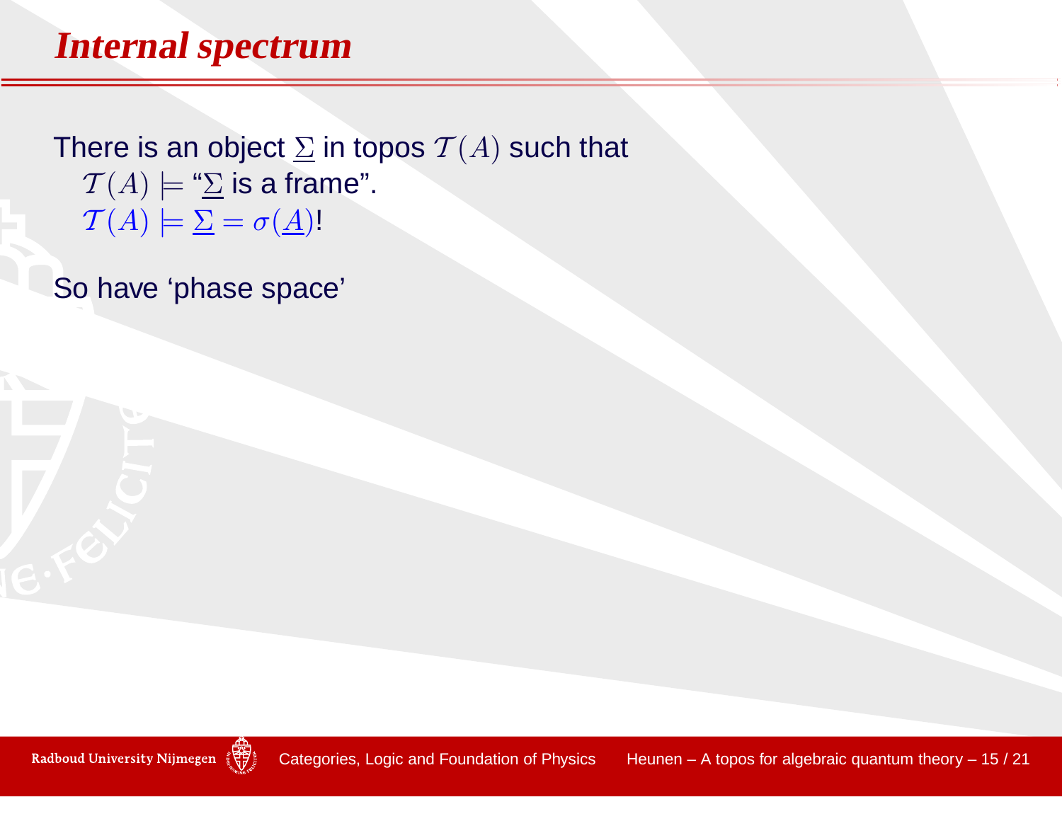# Internal spectrum

There is an object $\underline{\Sigma}$ in topos $\mathcal{T}(A)$ such that

- $\mathcal{T}(A) \models$ “$\underline{\Sigma}$ is a frame”.
- $\mathcal{T}(A) \models \underline{\Sigma} = \sigma(\underline{A})$!

So have ‘phase space’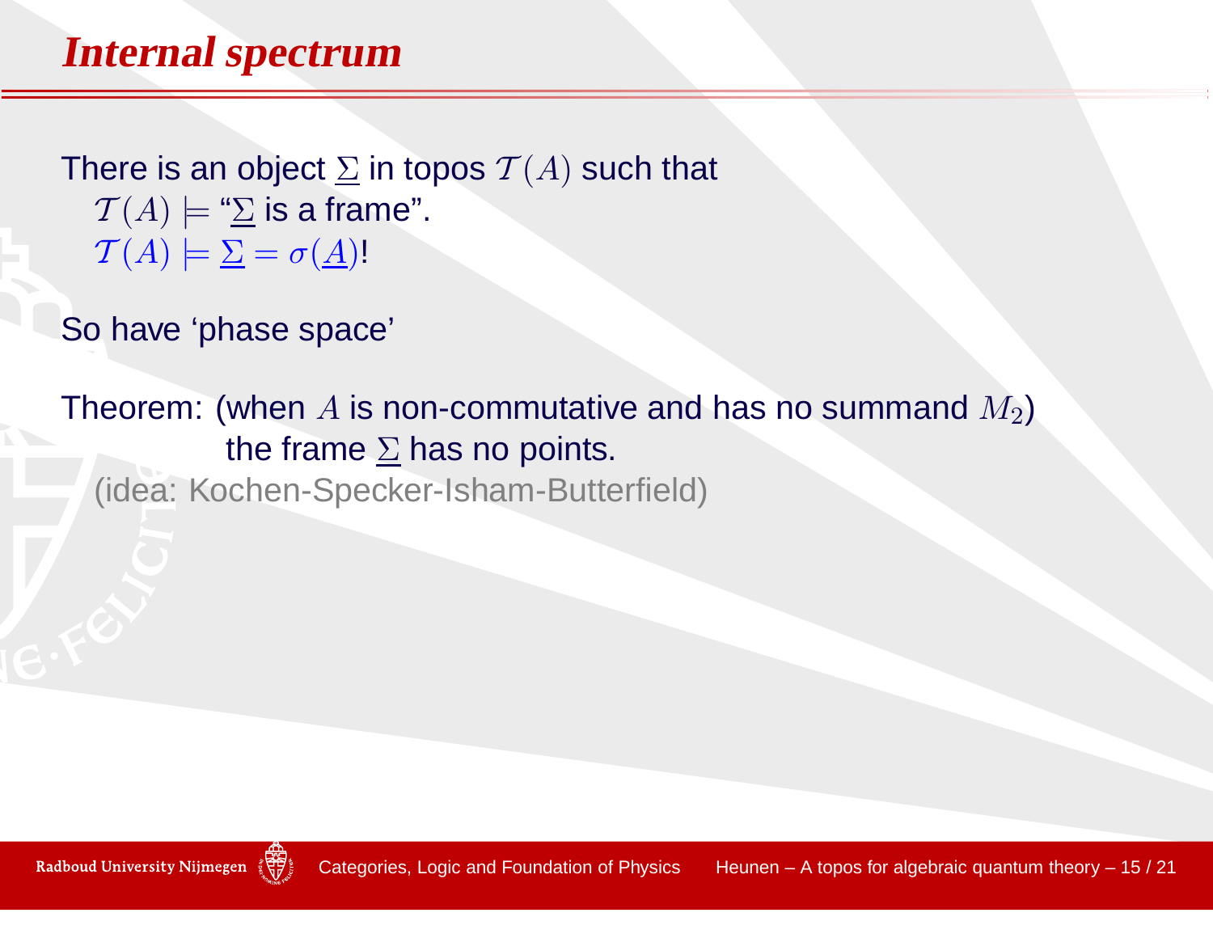# Internal spectrum

There is an object $\underline{\Sigma}$ in topos $\mathcal{T}(A)$ such that

- $\mathcal{T}(A) \models$ "$\underline{\Sigma}$ is a frame".
- $\mathcal{T}(A) \models \underline{\Sigma} = \sigma(\underline{A})$!

So have 'phase space'

Theorem: (when $A$ is non-commutative and has no summand $M_2$) the frame $\underline{\Sigma}$ has no points.

(idea: Kochen-Specker-Isham-Butterfield)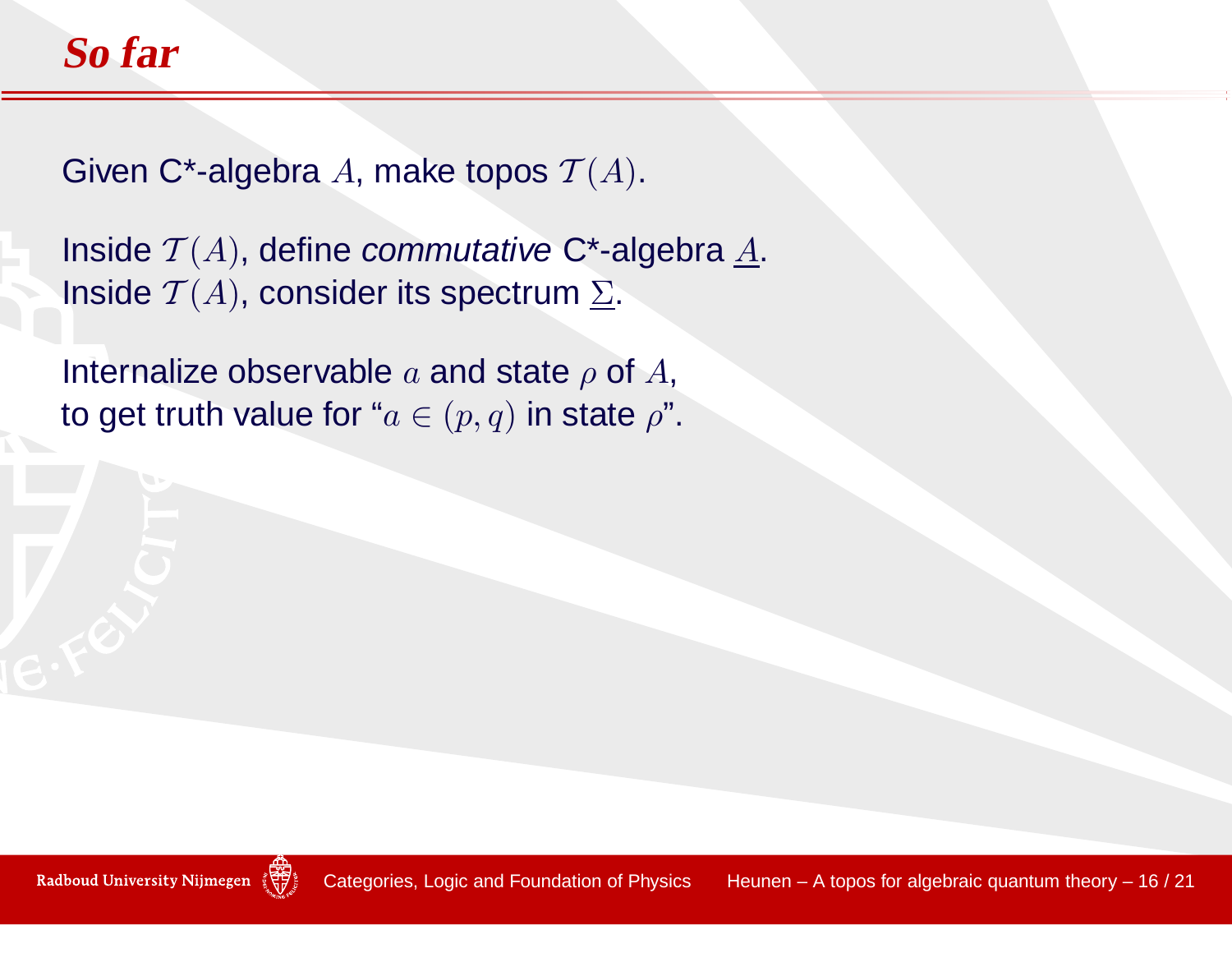# *So far*

Given C*-algebra $A$, make topos $\mathcal{T}(A)$.

Inside $\mathcal{T}(A)$, define *commutative* C*-algebra $\underline{A}$.
Inside $\mathcal{T}(A)$, consider its spectrum $\underline{\Sigma}$.

Internalize observable $a$ and state $\rho$ of $A$,
to get truth value for "$a \in (p, q)$ in state $\rho$".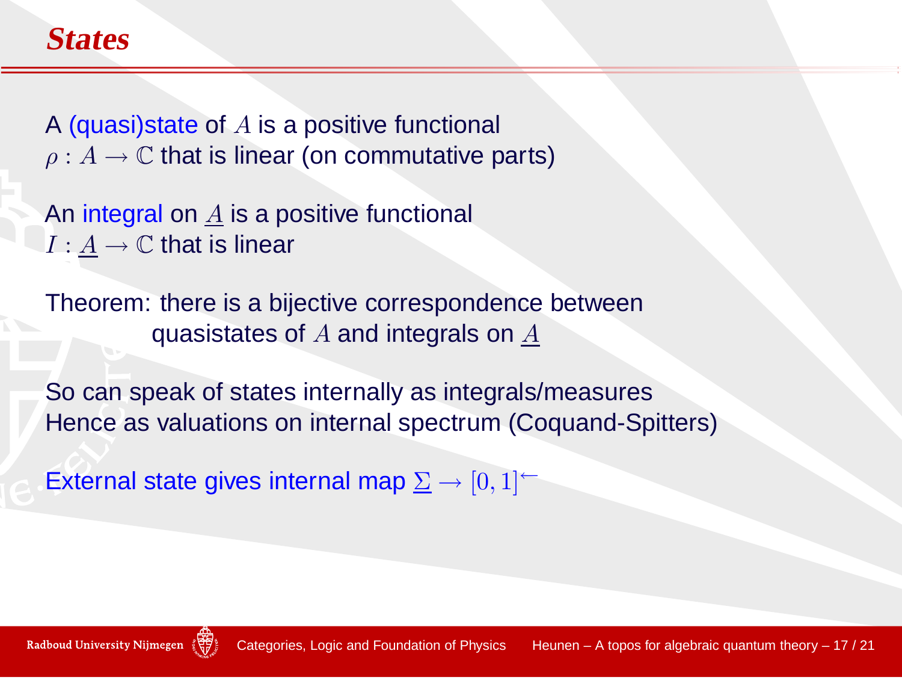# States

A (quasi)state of $A$ is a positive functional $\rho : A \to \mathbb{C}$ that is linear (on commutative parts)

An integral on $\underline{A}$ is a positive functional $I : \underline{A} \to \mathbb{C}$ that is linear

Theorem: there is a bijective correspondence between quasistates of $A$ and integrals on $\underline{A}$

So can speak of states internally as integrals/measures
Hence as valuations on internal spectrum (Coquand-Spitters)

External state gives internal map $\underline{\Sigma} \to [0,1]^{\leftarrow}$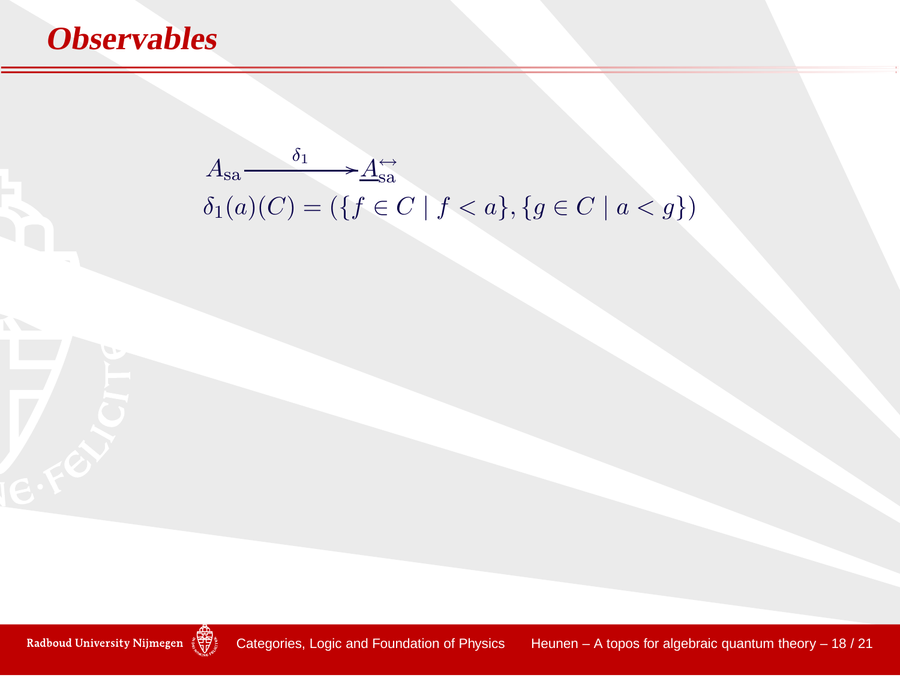# Observables

$$A_{\text{sa}} \xrightarrow{\delta_1} \underline{A}_{\text{sa}}^{\leftrightarrow}$$

$$\delta_1(a)(C) = (\{f \in C \mid f < a\}, \{g \in C \mid a < g\})$$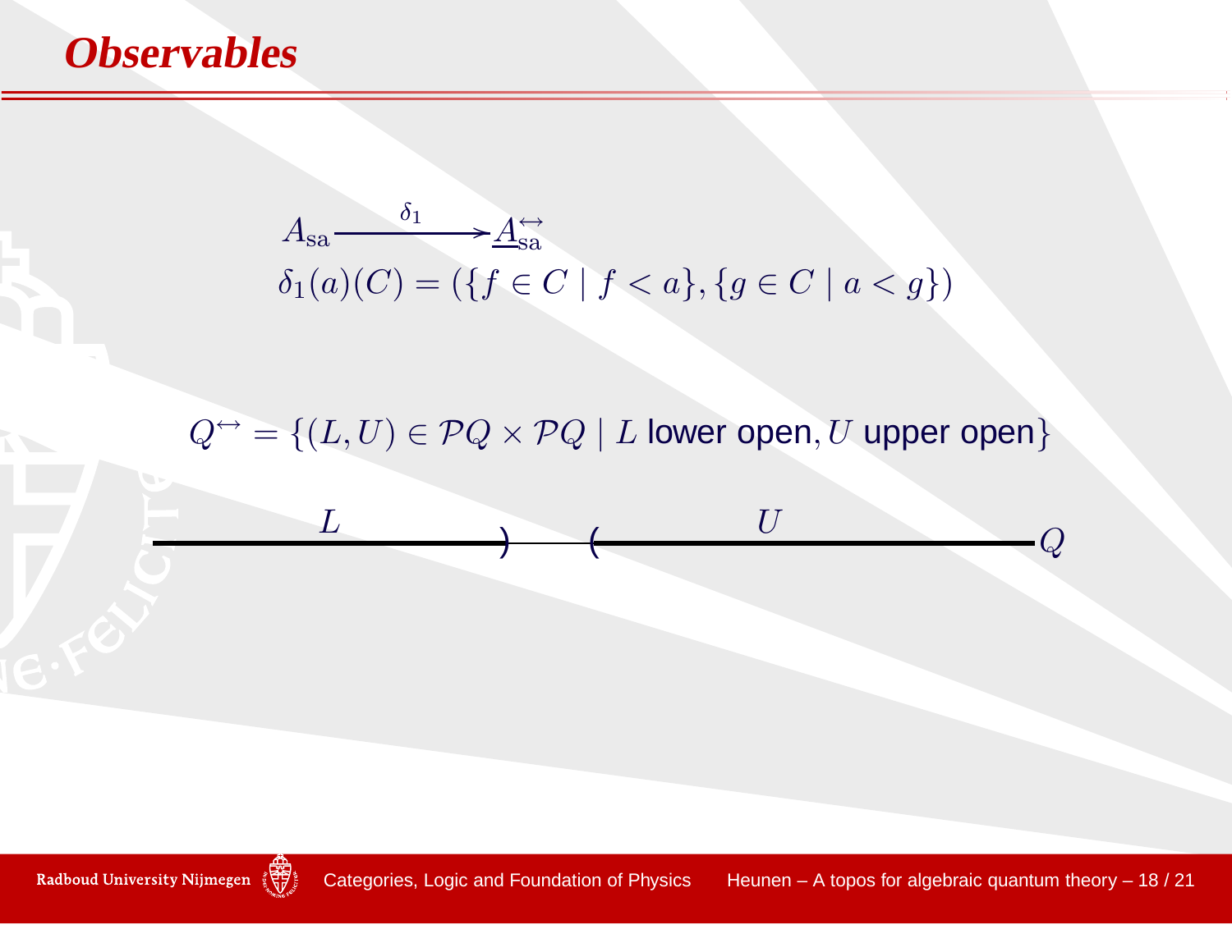# *Observables*

$$A_{\text{sa}} \xrightarrow{\delta_1} \underline{A}_{\text{sa}}^{\leftrightarrow}$$

$$\delta_1(a)(C) = (\{f \in C \mid f < a\}, \{g \in C \mid a < g\})$$

$$Q^{\leftrightarrow} = \{(L, U) \in \mathcal{P}Q \times \mathcal{P}Q \mid L \text{ lower open}, U \text{ upper open}\}$$

$L$

$U$

$Q$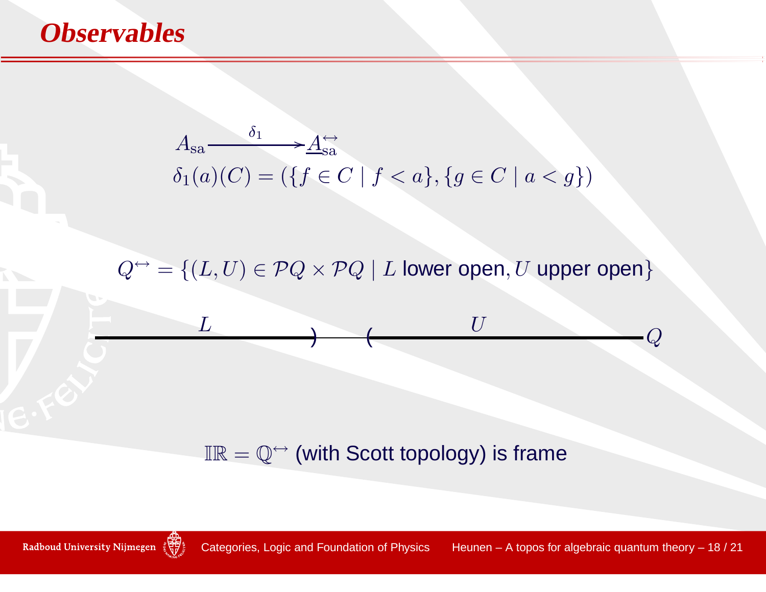# Observables

$$A_{\text{sa}} \xrightarrow{\delta_1} \underline{A}_{\text{sa}}^{\leftrightarrow}$$

$$\delta_1(a)(C) = (\{f \in C \mid f < a\}, \{g \in C \mid a < g\})$$

$$Q^{\leftrightarrow} = \{(L, U) \in \mathcal{P}Q \times \mathcal{P}Q \mid L \text{ lower open}, U \text{ upper open}\}$$

$L$ ) ( $U$ $Q$

$\mathbb{IR} = \mathbb{Q}^{\leftrightarrow}$ (with Scott topology) is frame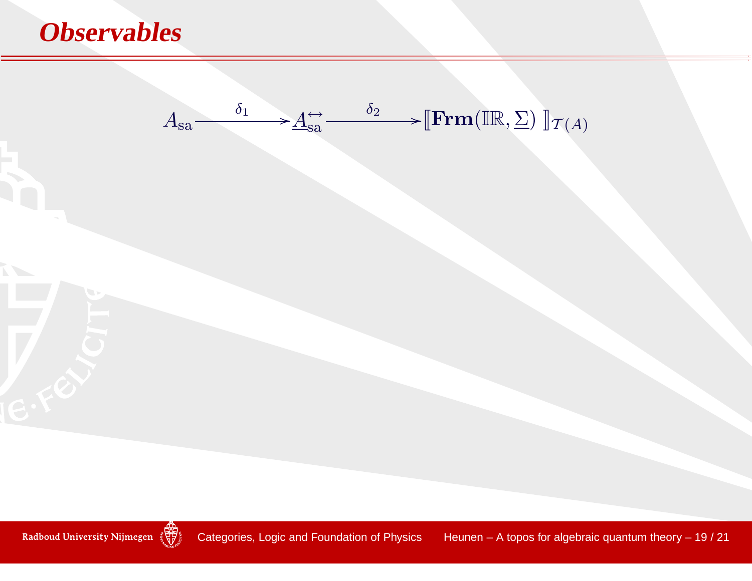# Observables

$$A_{\mathrm{sa}} \xrightarrow{\delta_1} \underline{A}_{\mathrm{sa}}^{\leftrightarrow} \xrightarrow{\delta_2} [\![\mathbf{Frm}(\mathbb{IR}, \underline{\Sigma})\ ]\!]_{\mathcal{T}(A)}$$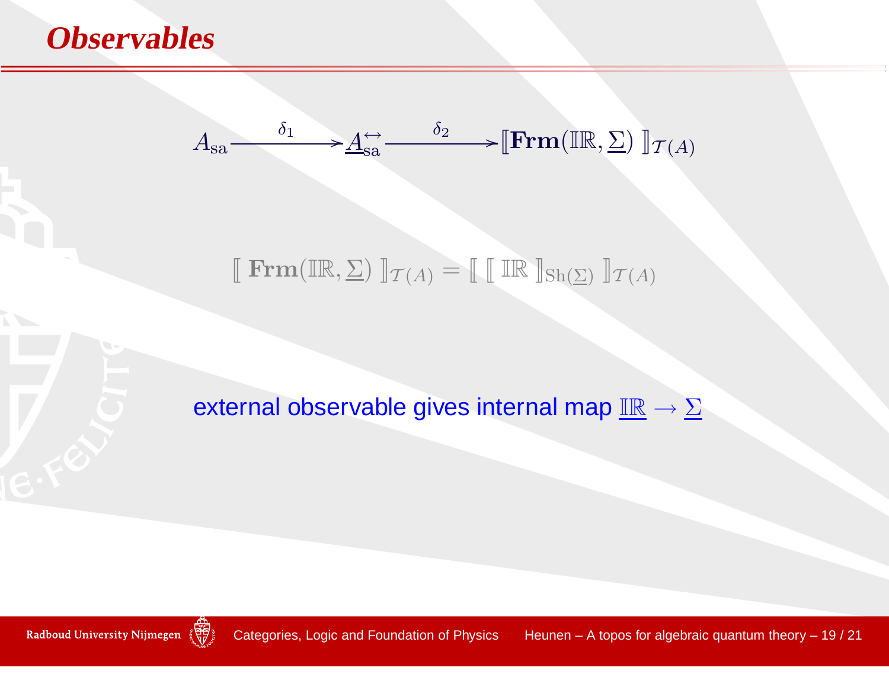# Observables

$$A_{\mathrm{sa}} \xrightarrow{\delta_1} \underline{A}_{\mathrm{sa}}^{\leftrightarrow} \xrightarrow{\delta_2} [\![ \mathbf{Frm}(\mathbb{IR}, \underline{\Sigma}) ]\!]_{\mathcal{T}(A)}$$

$$[\![ \mathbf{Frm}(\mathbb{IR}, \underline{\Sigma}) ]\!]_{\mathcal{T}(A)} = [\![ [\![ \mathbb{IR} ]\!]_{\mathrm{Sh}(\underline{\Sigma})} ]\!]_{\mathcal{T}(A)}$$

external observable gives internal map $\underline{\mathbb{IR}} \to \underline{\Sigma}$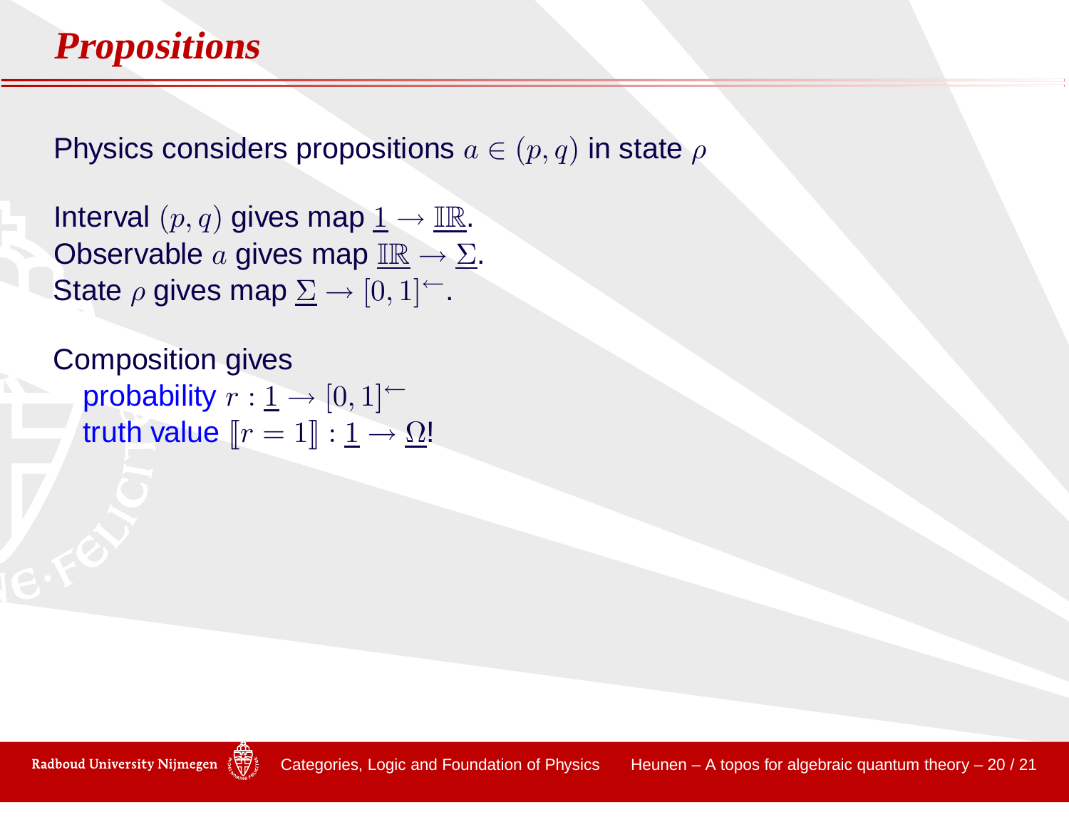# *Propositions*

Physics considers propositions $a \in (p, q)$ in state $\rho$

Interval $(p, q)$ gives map $\underline{1} \to \underline{\mathbb{IR}}$.
Observable $a$ gives map $\underline{\mathbb{IR}} \to \underline{\Sigma}$.
State $\rho$ gives map $\underline{\Sigma} \to [0, 1]^{\leftarrow}$.

Composition gives

- probability $r : \underline{1} \to [0, 1]^{\leftarrow}$
- truth value $[\![r = 1]\!] : \underline{1} \to \underline{\Omega}$!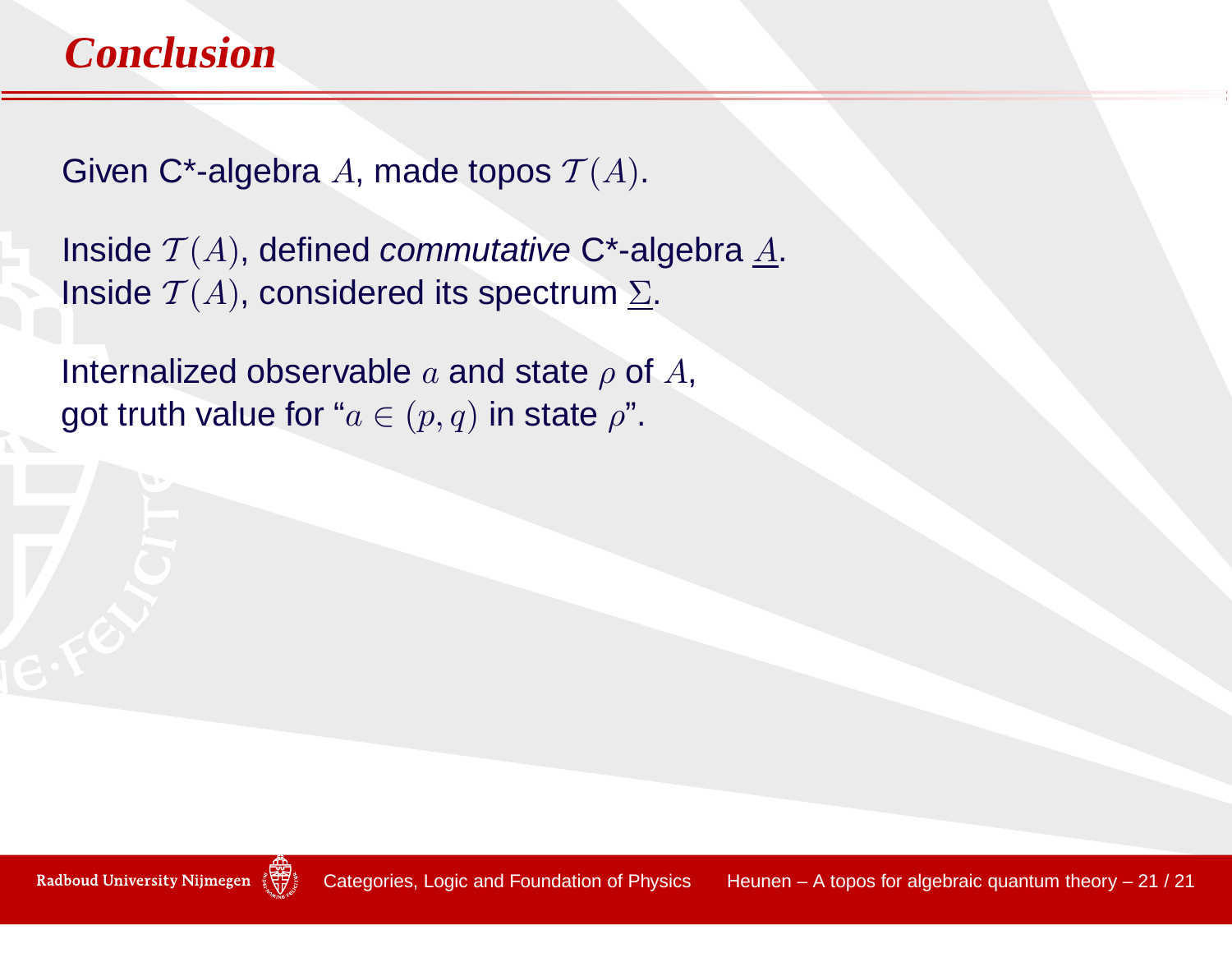# *Conclusion*

Given C*-algebra $A$, made topos $\mathcal{T}(A)$.

Inside $\mathcal{T}(A)$, defined *commutative* C*-algebra $\underline{A}$.
Inside $\mathcal{T}(A)$, considered its spectrum $\underline{\Sigma}$.

Internalized observable $a$ and state $\rho$ of $A$,
got truth value for "$a \in (p, q)$ in state $\rho$".